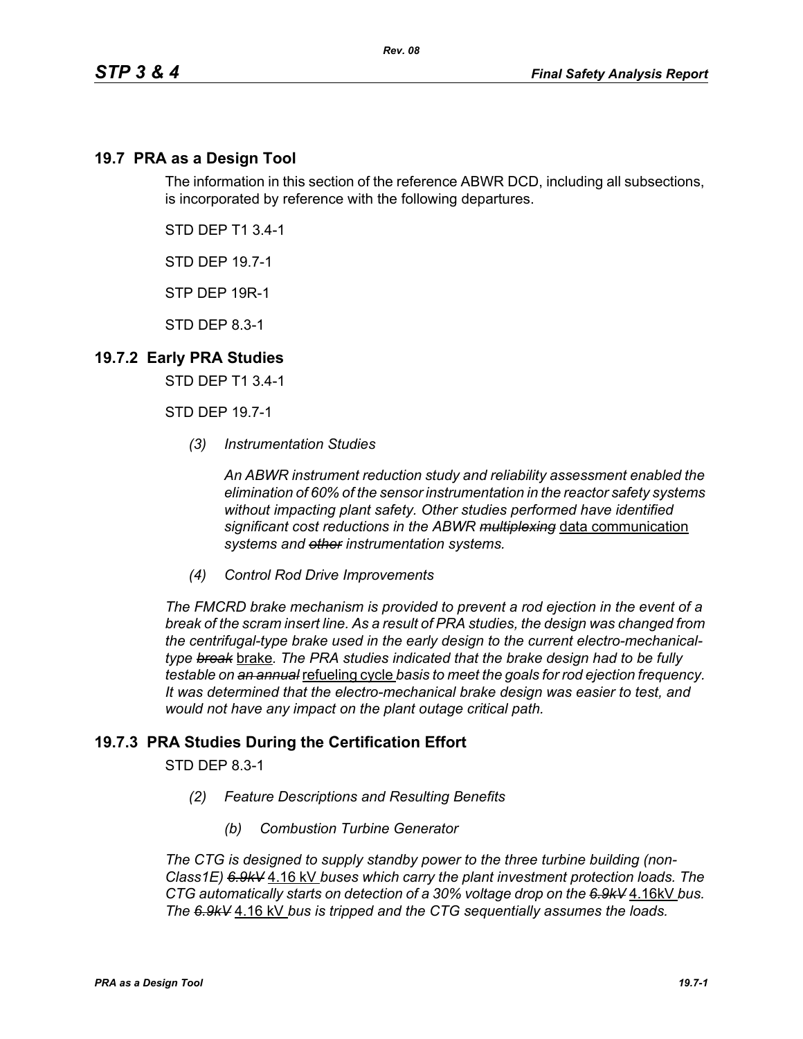## 19.7 PRA as a Design Tool

The information in this section of the reference ABWR DCD, including all subsections, is incorporated by reference with the following departures.

STD DEP T1 3.4-1

STD DEP 19.7-1

STP DEP 19R-1

STD DEP 8.3-1

## 19.7.2 Early PRA Studies

STD DEP T1 3.4-1

STD DEP 19.7-1

*(3) Instrumentation Studies*

*An ABWR instrument reduction study and reliability assessment enabled the elimination of 60% of the sensor instrumentation in the reactor safety systems without impacting plant safety. Other studies performed have identified significant cost reductions in the ABWR ~~multiplexing~~* <u>data communication</u> *systems and ~~other~~ instrumentation systems.*

*(4) Control Rod Drive Improvements*

*The FMCRD brake mechanism is provided to prevent a rod ejection in the event of a break of the scram insert line. As a result of PRA studies, the design was changed from the centrifugal-type brake used in the early design to the current electro-mechanical-type ~~break~~* <u>brake</u>*. The PRA studies indicated that the brake design had to be fully testable on ~~an annual~~* <u>refueling cycle</u> *basis to meet the goals for rod ejection frequency. It was determined that the electro-mechanical brake design was easier to test, and would not have any impact on the plant outage critical path.*

## 19.7.3 PRA Studies During the Certification Effort

STD DEP 8.3-1

*(2) Feature Descriptions and Resulting Benefits*

*(b) Combustion Turbine Generator*

*The CTG is designed to supply standby power to the three turbine building (non-Class1E) ~~6.9kV~~* <u>4.16 kV</u> *buses which carry the plant investment protection loads. The CTG automatically starts on detection of a 30% voltage drop on the ~~6.9kV~~* <u>4.16kV</u> *bus. The ~~6.9kV~~* <u>4.16 kV</u> *bus is tripped and the CTG sequentially assumes the loads.*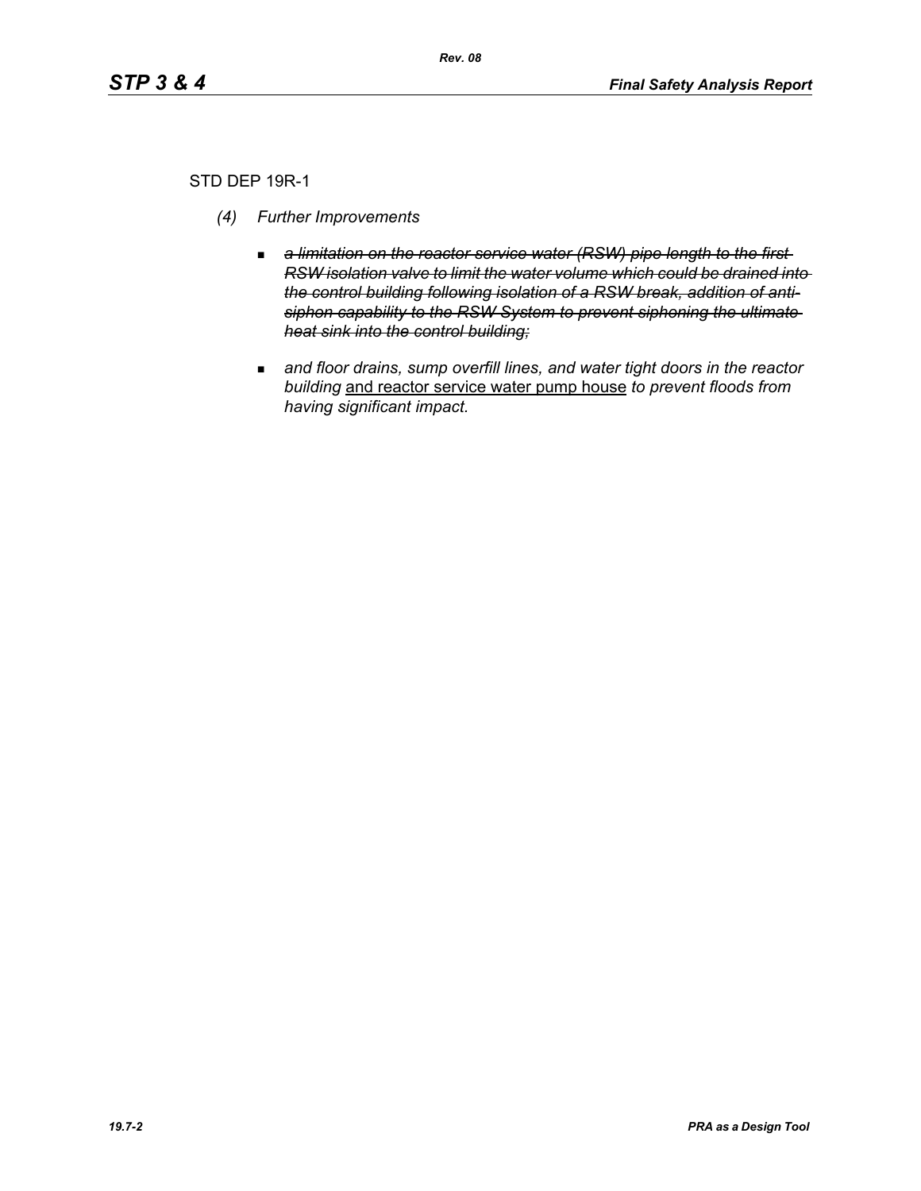STD DEP 19R-1

*(4) Further Improvements*

- ~~*a limitation on the reactor service water (RSW) pipe length to the first RSW isolation valve to limit the water volume which could be drained into the control building following isolation of a RSW break, addition of anti-siphon capability to the RSW System to prevent siphoning the ultimate heat sink into the control building;*~~

- *and floor drains, sump overfill lines, and water tight doors in the reactor building* <u>and reactor service water pump house</u> *to prevent floods from having significant impact.*